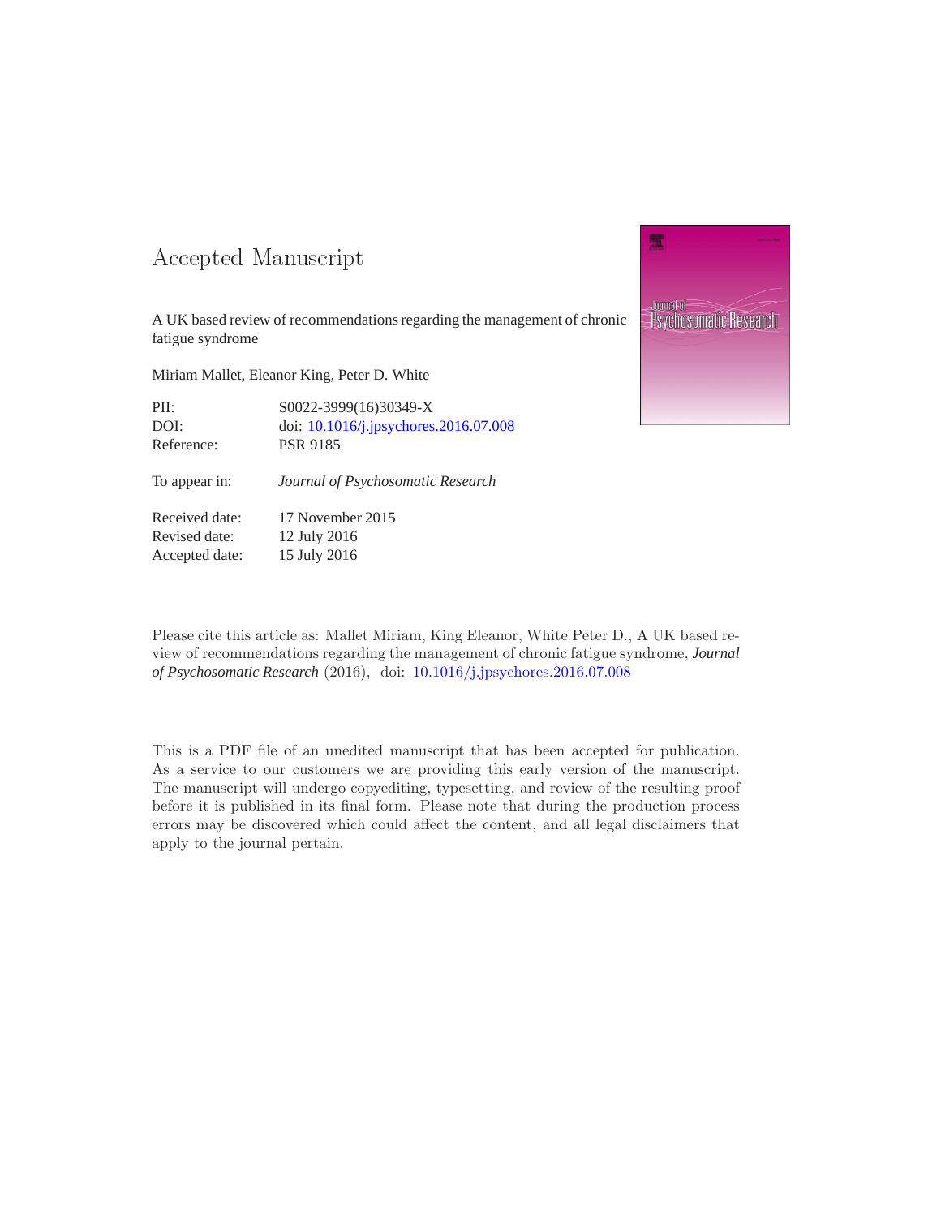# Accepted Manuscript

A UK based review of recommendations regarding the management of chronic fatigue syndrome

Miriam Mallet, Eleanor King, Peter D. White

| | |
|---|---|
| PII: | S0022-3999(16)30349-X |
| DOI: | doi: 10.1016/j.jpsychores.2016.07.008 |
| Reference: | PSR 9185 |
| To appear in: | *Journal of Psychosomatic Research* |
| Received date: | 17 November 2015 |
| Revised date: | 12 July 2016 |
| Accepted date: | 15 July 2016 |

Please cite this article as: Mallet Miriam, King Eleanor, White Peter D., A UK based review of recommendations regarding the management of chronic fatigue syndrome, *Journal of Psychosomatic Research* (2016), doi: 10.1016/j.jpsychores.2016.07.008

This is a PDF file of an unedited manuscript that has been accepted for publication. As a service to our customers we are providing this early version of the manuscript. The manuscript will undergo copyediting, typesetting, and review of the resulting proof before it is published in its final form. Please note that during the production process errors may be discovered which could affect the content, and all legal disclaimers that apply to the journal pertain.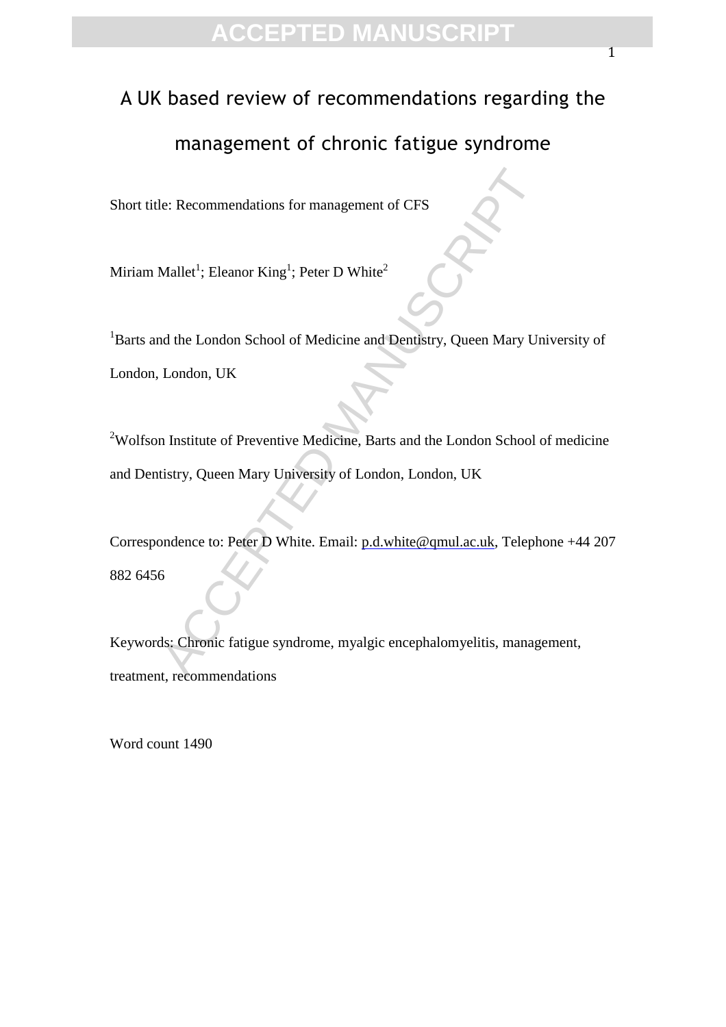# A UK based review of recommendations regarding the management of chronic fatigue syndrome

Short title: Recommendations for management of CFS

Miriam Mallet[1]; Eleanor King[1]; Peter D White[2]

[1]Barts and the London School of Medicine and Dentistry, Queen Mary University of London, London, UK

[2]Wolfson Institute of Preventive Medicine, Barts and the London School of medicine and Dentistry, Queen Mary University of London, London, UK

Correspondence to: Peter D White. Email: p.d.white@qmul.ac.uk, Telephone +44 207 882 6456

Keywords: Chronic fatigue syndrome, myalgic encephalomyelitis, management, treatment, recommendations

Word count 1490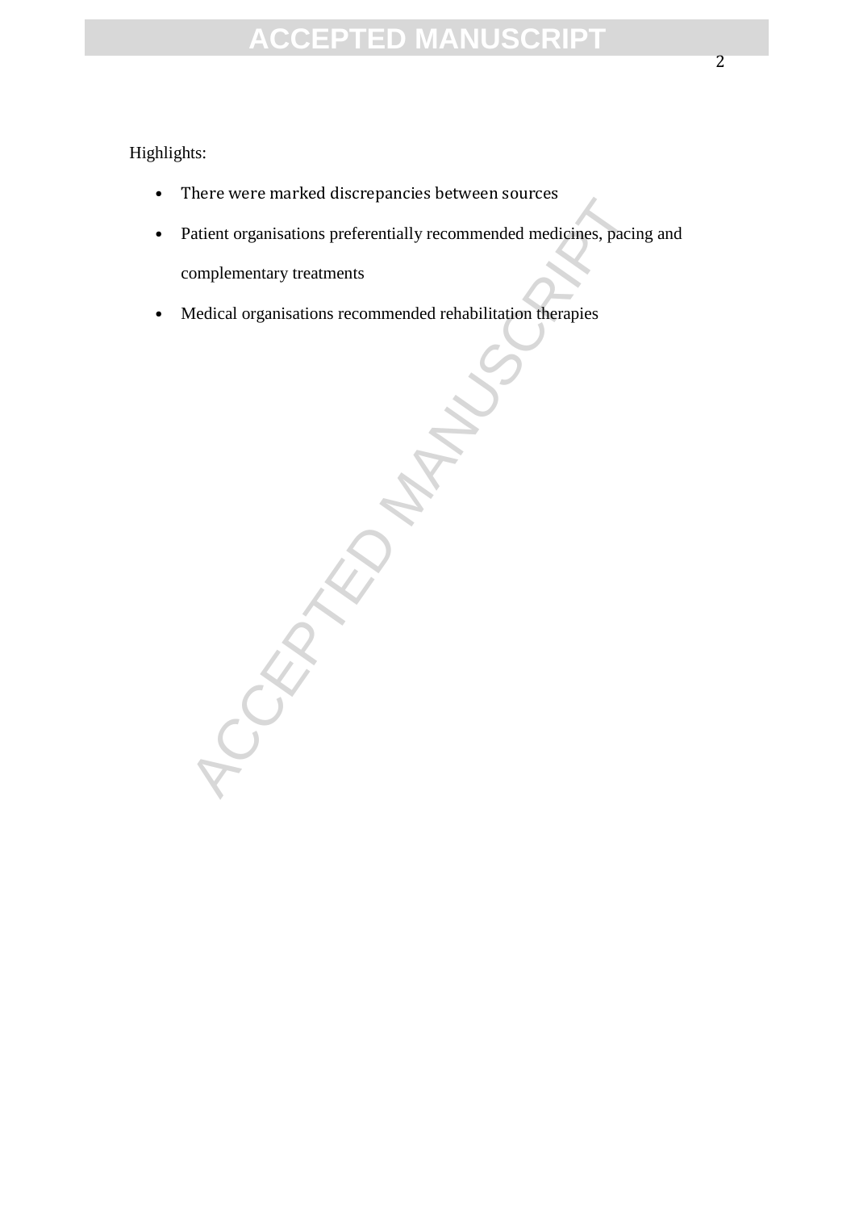Highlights:

- There were marked discrepancies between sources
- Patient organisations preferentially recommended medicines, pacing and complementary treatments
- Medical organisations recommended rehabilitation therapies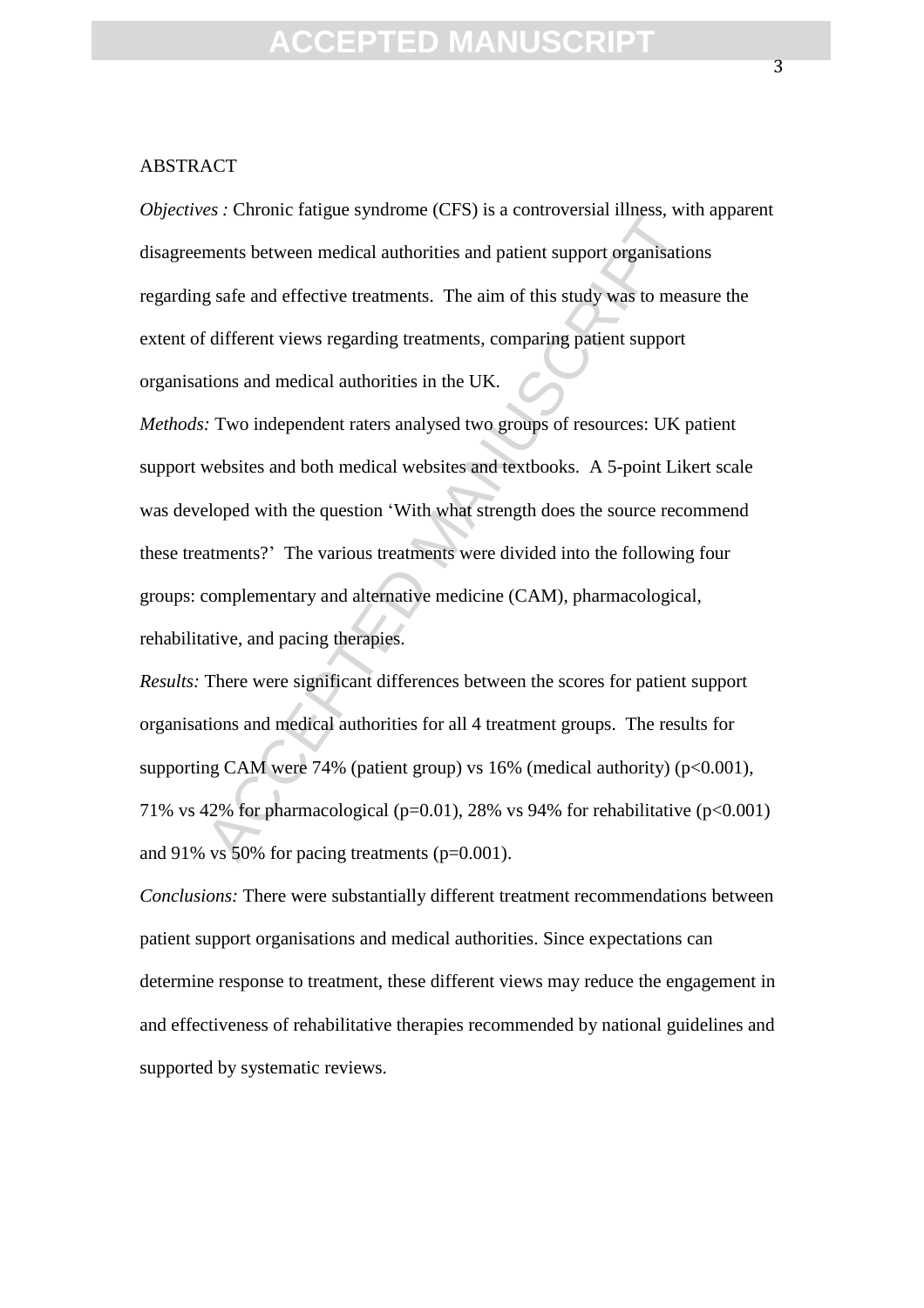ABSTRACT

*Objectives :* Chronic fatigue syndrome (CFS) is a controversial illness, with apparent disagreements between medical authorities and patient support organisations regarding safe and effective treatments. The aim of this study was to measure the extent of different views regarding treatments, comparing patient support organisations and medical authorities in the UK.

*Methods:* Two independent raters analysed two groups of resources: UK patient support websites and both medical websites and textbooks. A 5-point Likert scale was developed with the question 'With what strength does the source recommend these treatments?' The various treatments were divided into the following four groups: complementary and alternative medicine (CAM), pharmacological, rehabilitative, and pacing therapies.

*Results:* There were significant differences between the scores for patient support organisations and medical authorities for all 4 treatment groups. The results for supporting CAM were 74% (patient group) vs 16% (medical authority) ($p<0.001$), 71% vs 42% for pharmacological ($p=0.01$), 28% vs 94% for rehabilitative ($p<0.001$) and 91% vs 50% for pacing treatments ($p=0.001$).

*Conclusions:* There were substantially different treatment recommendations between patient support organisations and medical authorities. Since expectations can determine response to treatment, these different views may reduce the engagement in and effectiveness of rehabilitative therapies recommended by national guidelines and supported by systematic reviews.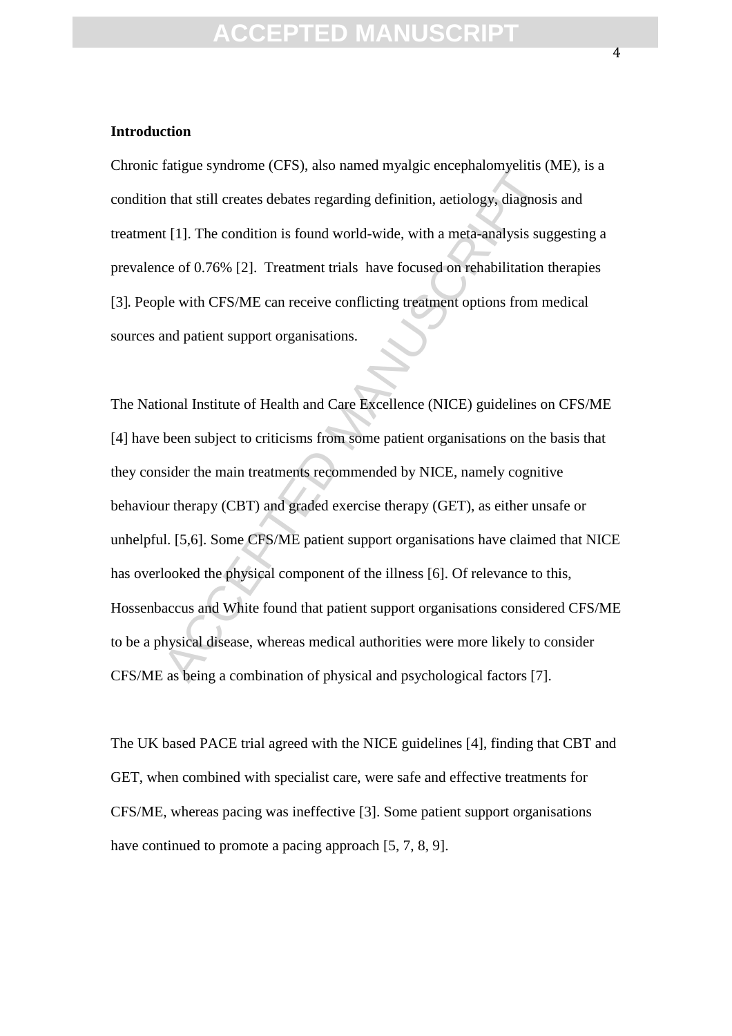**Introduction**

Chronic fatigue syndrome (CFS), also named myalgic encephalomyelitis (ME), is a condition that still creates debates regarding definition, aetiology, diagnosis and treatment [1]. The condition is found world-wide, with a meta-analysis suggesting a prevalence of 0.76% [2]. Treatment trials have focused on rehabilitation therapies [3]. People with CFS/ME can receive conflicting treatment options from medical sources and patient support organisations.

The National Institute of Health and Care Excellence (NICE) guidelines on CFS/ME [4] have been subject to criticisms from some patient organisations on the basis that they consider the main treatments recommended by NICE, namely cognitive behaviour therapy (CBT) and graded exercise therapy (GET), as either unsafe or unhelpful. [5,6]. Some CFS/ME patient support organisations have claimed that NICE has overlooked the physical component of the illness [6]. Of relevance to this, Hossenbaccus and White found that patient support organisations considered CFS/ME to be a physical disease, whereas medical authorities were more likely to consider CFS/ME as being a combination of physical and psychological factors [7].

The UK based PACE trial agreed with the NICE guidelines [4], finding that CBT and GET, when combined with specialist care, were safe and effective treatments for CFS/ME, whereas pacing was ineffective [3]. Some patient support organisations have continued to promote a pacing approach [5, 7, 8, 9].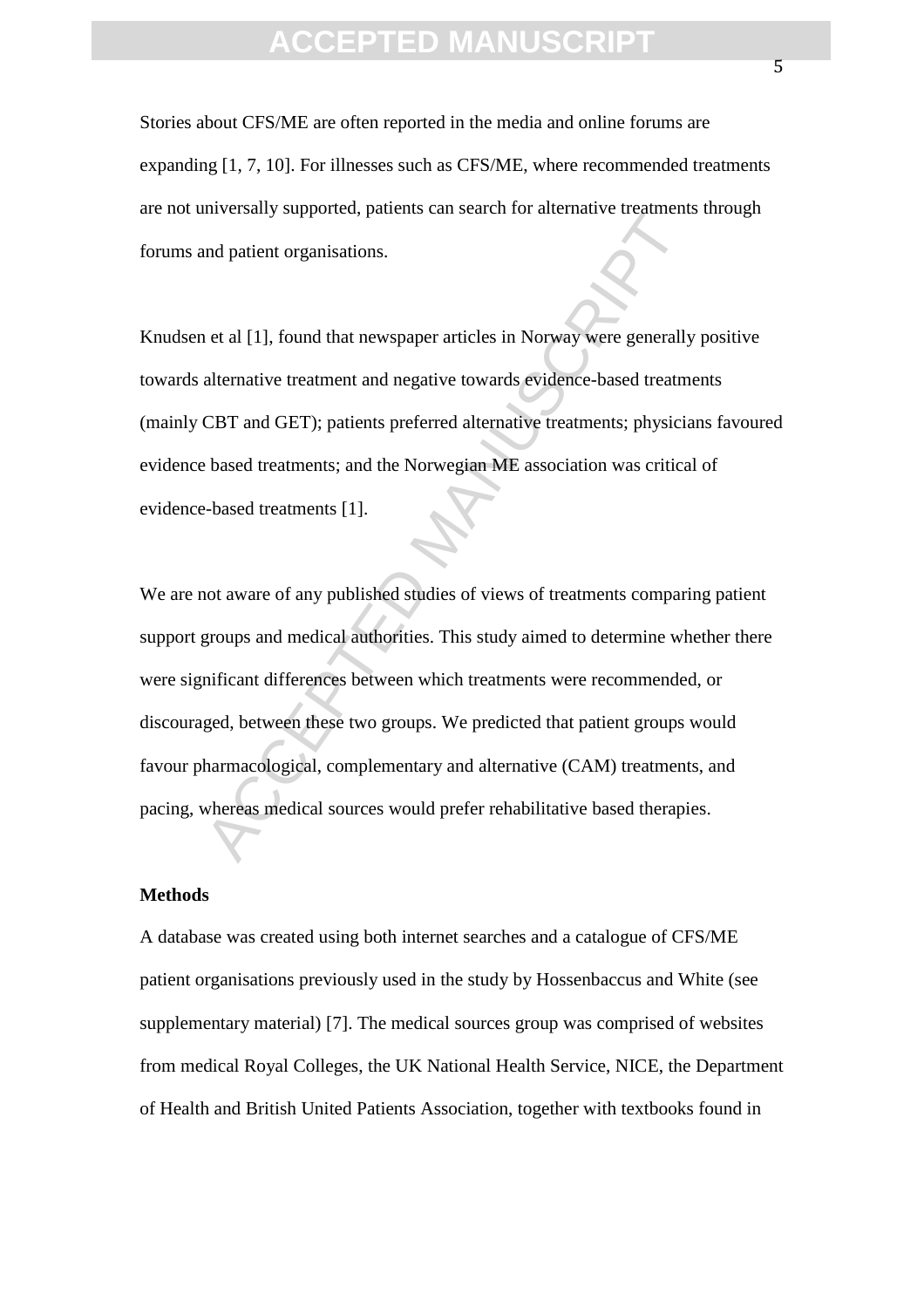Stories about CFS/ME are often reported in the media and online forums are expanding [1, 7, 10]. For illnesses such as CFS/ME, where recommended treatments are not universally supported, patients can search for alternative treatments through forums and patient organisations.

Knudsen et al [1], found that newspaper articles in Norway were generally positive towards alternative treatment and negative towards evidence-based treatments (mainly CBT and GET); patients preferred alternative treatments; physicians favoured evidence based treatments; and the Norwegian ME association was critical of evidence-based treatments [1].

We are not aware of any published studies of views of treatments comparing patient support groups and medical authorities. This study aimed to determine whether there were significant differences between which treatments were recommended, or discouraged, between these two groups. We predicted that patient groups would favour pharmacological, complementary and alternative (CAM) treatments, and pacing, whereas medical sources would prefer rehabilitative based therapies.

**Methods**

A database was created using both internet searches and a catalogue of CFS/ME patient organisations previously used in the study by Hossenbaccus and White (see supplementary material) [7]. The medical sources group was comprised of websites from medical Royal Colleges, the UK National Health Service, NICE, the Department of Health and British United Patients Association, together with textbooks found in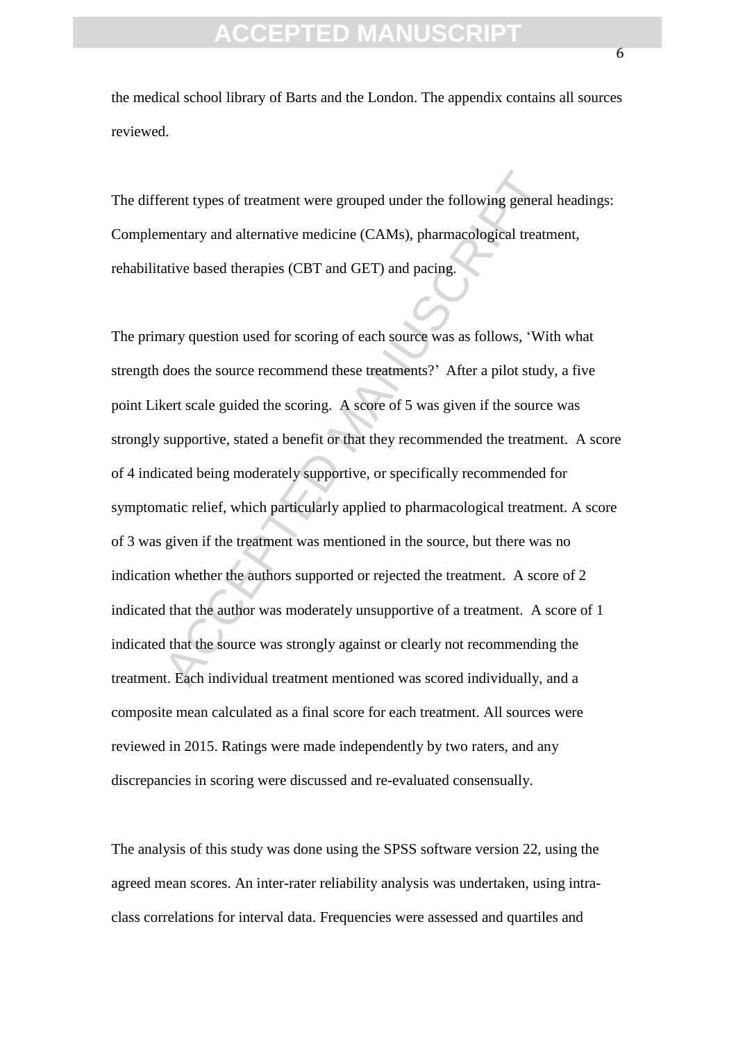the medical school library of Barts and the London. The appendix contains all sources reviewed.

The different types of treatment were grouped under the following general headings: Complementary and alternative medicine (CAMs), pharmacological treatment, rehabilitative based therapies (CBT and GET) and pacing.

The primary question used for scoring of each source was as follows, 'With what strength does the source recommend these treatments?' After a pilot study, a five point Likert scale guided the scoring. A score of 5 was given if the source was strongly supportive, stated a benefit or that they recommended the treatment. A score of 4 indicated being moderately supportive, or specifically recommended for symptomatic relief, which particularly applied to pharmacological treatment. A score of 3 was given if the treatment was mentioned in the source, but there was no indication whether the authors supported or rejected the treatment. A score of 2 indicated that the author was moderately unsupportive of a treatment. A score of 1 indicated that the source was strongly against or clearly not recommending the treatment. Each individual treatment mentioned was scored individually, and a composite mean calculated as a final score for each treatment. All sources were reviewed in 2015. Ratings were made independently by two raters, and any discrepancies in scoring were discussed and re-evaluated consensually.

The analysis of this study was done using the SPSS software version 22, using the agreed mean scores. An inter-rater reliability analysis was undertaken, using intra-class correlations for interval data. Frequencies were assessed and quartiles and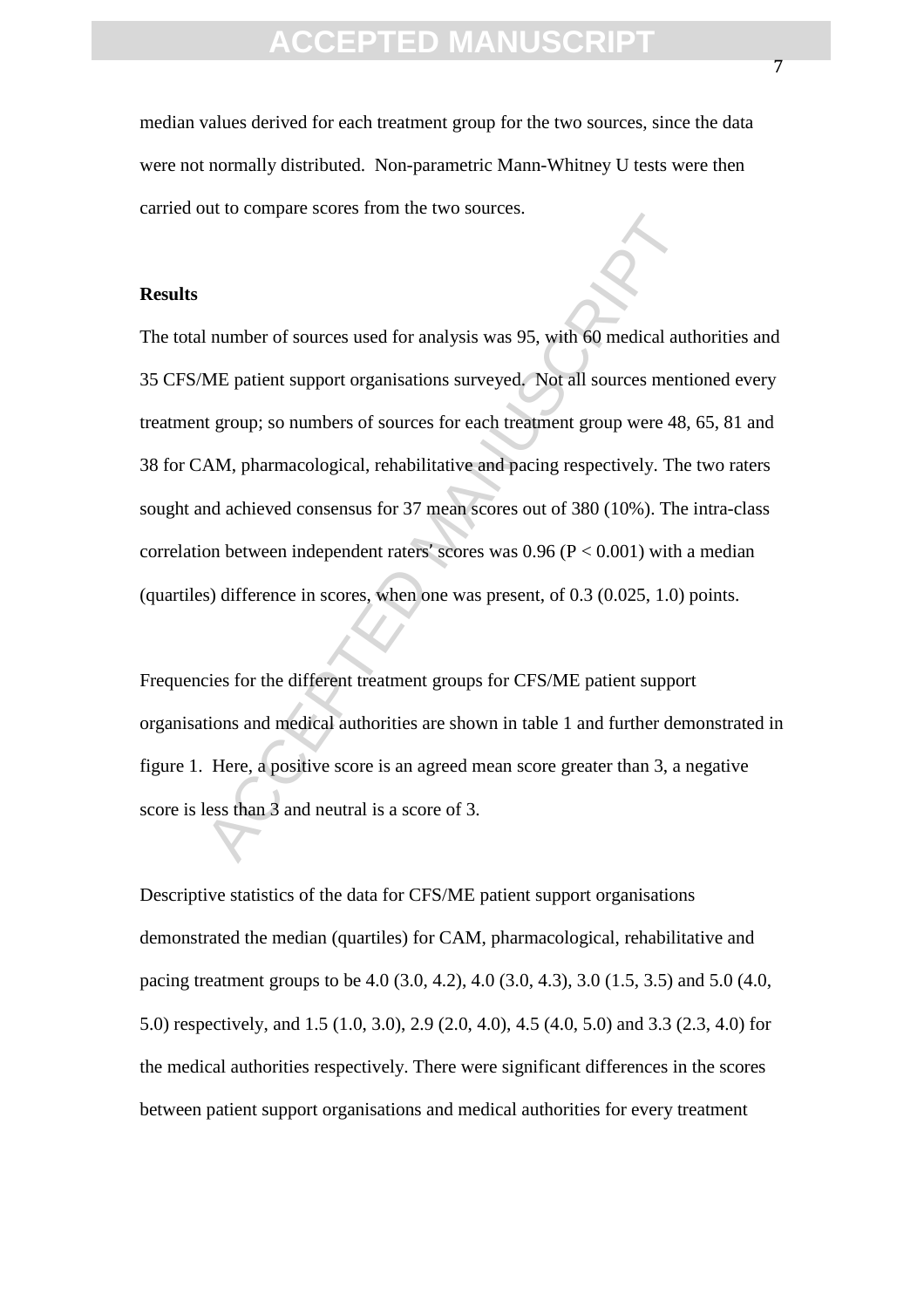median values derived for each treatment group for the two sources, since the data were not normally distributed. Non-parametric Mann-Whitney U tests were then carried out to compare scores from the two sources.

**Results**

The total number of sources used for analysis was 95, with 60 medical authorities and 35 CFS/ME patient support organisations surveyed. Not all sources mentioned every treatment group; so numbers of sources for each treatment group were 48, 65, 81 and 38 for CAM, pharmacological, rehabilitative and pacing respectively. The two raters sought and achieved consensus for 37 mean scores out of 380 (10%). The intra-class correlation between independent raters' scores was 0.96 ($P < 0.001$) with a median (quartiles) difference in scores, when one was present, of 0.3 (0.025, 1.0) points.

Frequencies for the different treatment groups for CFS/ME patient support organisations and medical authorities are shown in table 1 and further demonstrated in figure 1. Here, a positive score is an agreed mean score greater than 3, a negative score is less than 3 and neutral is a score of 3.

Descriptive statistics of the data for CFS/ME patient support organisations demonstrated the median (quartiles) for CAM, pharmacological, rehabilitative and pacing treatment groups to be 4.0 (3.0, 4.2), 4.0 (3.0, 4.3), 3.0 (1.5, 3.5) and 5.0 (4.0, 5.0) respectively, and 1.5 (1.0, 3.0), 2.9 (2.0, 4.0), 4.5 (4.0, 5.0) and 3.3 (2.3, 4.0) for the medical authorities respectively. There were significant differences in the scores between patient support organisations and medical authorities for every treatment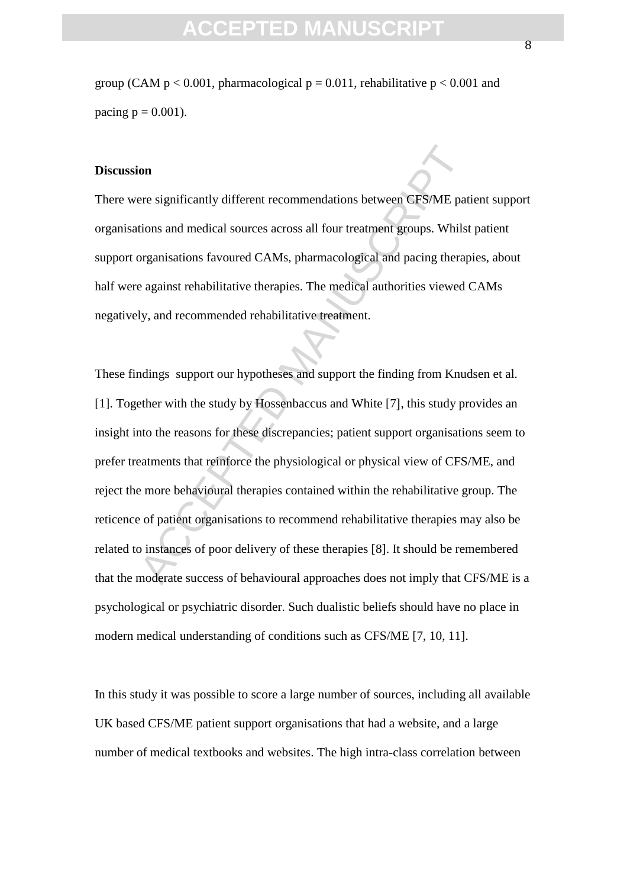group (CAM $p < 0.001$, pharmacological $p = 0.011$, rehabilitative $p < 0.001$ and pacing $p = 0.001$).

## Discussion

There were significantly different recommendations between CFS/ME patient support organisations and medical sources across all four treatment groups. Whilst patient support organisations favoured CAMs, pharmacological and pacing therapies, about half were against rehabilitative therapies. The medical authorities viewed CAMs negatively, and recommended rehabilitative treatment.

These findings support our hypotheses and support the finding from Knudsen et al. [1]. Together with the study by Hossenbaccus and White [7], this study provides an insight into the reasons for these discrepancies; patient support organisations seem to prefer treatments that reinforce the physiological or physical view of CFS/ME, and reject the more behavioural therapies contained within the rehabilitative group. The reticence of patient organisations to recommend rehabilitative therapies may also be related to instances of poor delivery of these therapies [8]. It should be remembered that the moderate success of behavioural approaches does not imply that CFS/ME is a psychological or psychiatric disorder. Such dualistic beliefs should have no place in modern medical understanding of conditions such as CFS/ME [7, 10, 11].

In this study it was possible to score a large number of sources, including all available UK based CFS/ME patient support organisations that had a website, and a large number of medical textbooks and websites. The high intra-class correlation between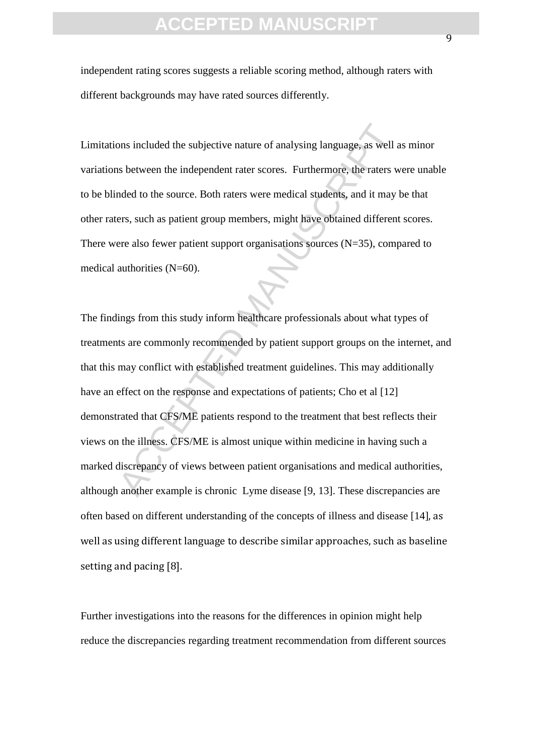independent rating scores suggests a reliable scoring method, although raters with different backgrounds may have rated sources differently.

Limitations included the subjective nature of analysing language, as well as minor variations between the independent rater scores. Furthermore, the raters were unable to be blinded to the source. Both raters were medical students, and it may be that other raters, such as patient group members, might have obtained different scores. There were also fewer patient support organisations sources (N=35), compared to medical authorities (N=60).

The findings from this study inform healthcare professionals about what types of treatments are commonly recommended by patient support groups on the internet, and that this may conflict with established treatment guidelines. This may additionally have an effect on the response and expectations of patients; Cho et al [12] demonstrated that CFS/ME patients respond to the treatment that best reflects their views on the illness. CFS/ME is almost unique within medicine in having such a marked discrepancy of views between patient organisations and medical authorities, although another example is chronic Lyme disease [9, 13]. These discrepancies are often based on different understanding of the concepts of illness and disease [14], as well as using different language to describe similar approaches, such as baseline setting and pacing [8].

Further investigations into the reasons for the differences in opinion might help reduce the discrepancies regarding treatment recommendation from different sources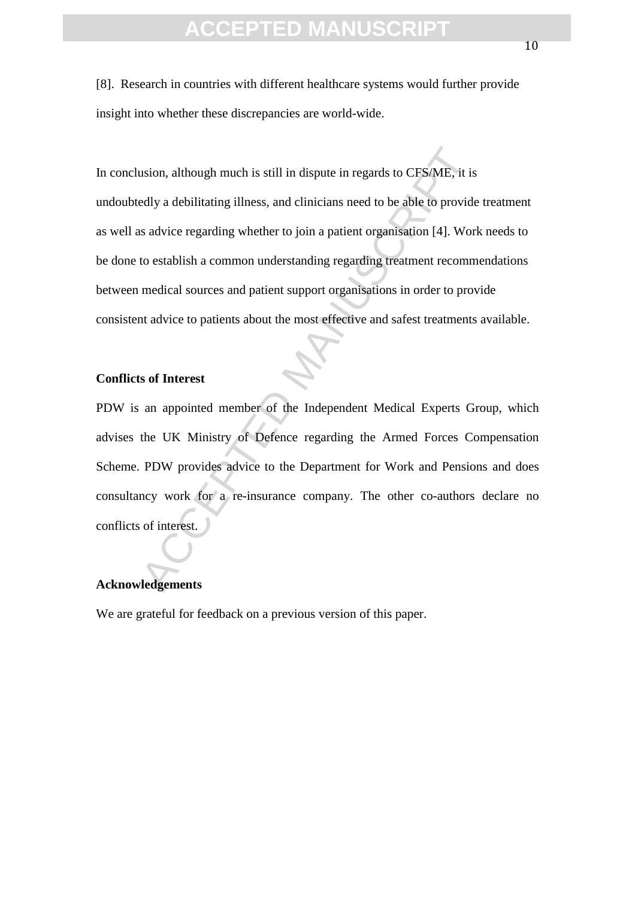[8]. Research in countries with different healthcare systems would further provide insight into whether these discrepancies are world-wide.

In conclusion, although much is still in dispute in regards to CFS/ME, it is undoubtedly a debilitating illness, and clinicians need to be able to provide treatment as well as advice regarding whether to join a patient organisation [4]. Work needs to be done to establish a common understanding regarding treatment recommendations between medical sources and patient support organisations in order to provide consistent advice to patients about the most effective and safest treatments available.

## Conflicts of Interest

PDW is an appointed member of the Independent Medical Experts Group, which advises the UK Ministry of Defence regarding the Armed Forces Compensation Scheme. PDW provides advice to the Department for Work and Pensions and does consultancy work for a re-insurance company. The other co-authors declare no conflicts of interest.

## Acknowledgements

We are grateful for feedback on a previous version of this paper.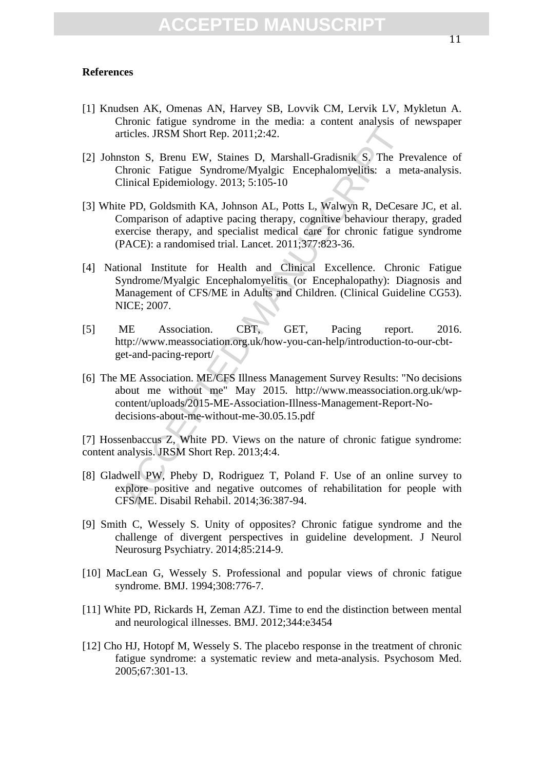**References**

[1] Knudsen AK, Omenas AN, Harvey SB, Lovvik CM, Lervik LV, Mykletun A. Chronic fatigue syndrome in the media: a content analysis of newspaper articles. JRSM Short Rep. 2011;2:42.

[2] Johnston S, Brenu EW, Staines D, Marshall-Gradisnik S. The Prevalence of Chronic Fatigue Syndrome/Myalgic Encephalomyelitis: a meta-analysis. Clinical Epidemiology. 2013; 5:105-10

[3] White PD, Goldsmith KA, Johnson AL, Potts L, Walwyn R, DeCesare JC, et al. Comparison of adaptive pacing therapy, cognitive behaviour therapy, graded exercise therapy, and specialist medical care for chronic fatigue syndrome (PACE): a randomised trial. Lancet. 2011;377:823-36.

[4] National Institute for Health and Clinical Excellence. Chronic Fatigue Syndrome/Myalgic Encephalomyelitis (or Encephalopathy): Diagnosis and Management of CFS/ME in Adults and Children. (Clinical Guideline CG53). NICE; 2007.

[5] ME Association. CBT, GET, Pacing report. 2016. http://www.meassociation.org.uk/how-you-can-help/introduction-to-our-cbt-get-and-pacing-report/

[6] The ME Association. ME/CFS Illness Management Survey Results: "No decisions about me without me" May 2015. http://www.meassociation.org.uk/wp-content/uploads/2015-ME-Association-Illness-Management-Report-No-decisions-about-me-without-me-30.05.15.pdf

[7] Hossenbaccus Z, White PD. Views on the nature of chronic fatigue syndrome: content analysis. JRSM Short Rep. 2013;4:4.

[8] Gladwell PW, Pheby D, Rodriguez T, Poland F. Use of an online survey to explore positive and negative outcomes of rehabilitation for people with CFS/ME. Disabil Rehabil. 2014;36:387-94.

[9] Smith C, Wessely S. Unity of opposites? Chronic fatigue syndrome and the challenge of divergent perspectives in guideline development. J Neurol Neurosurg Psychiatry. 2014;85:214-9.

[10] MacLean G, Wessely S. Professional and popular views of chronic fatigue syndrome. BMJ. 1994;308:776-7.

[11] White PD, Rickards H, Zeman AZJ. Time to end the distinction between mental and neurological illnesses. BMJ. 2012;344:e3454

[12] Cho HJ, Hotopf M, Wessely S. The placebo response in the treatment of chronic fatigue syndrome: a systematic review and meta-analysis. Psychosom Med. 2005;67:301-13.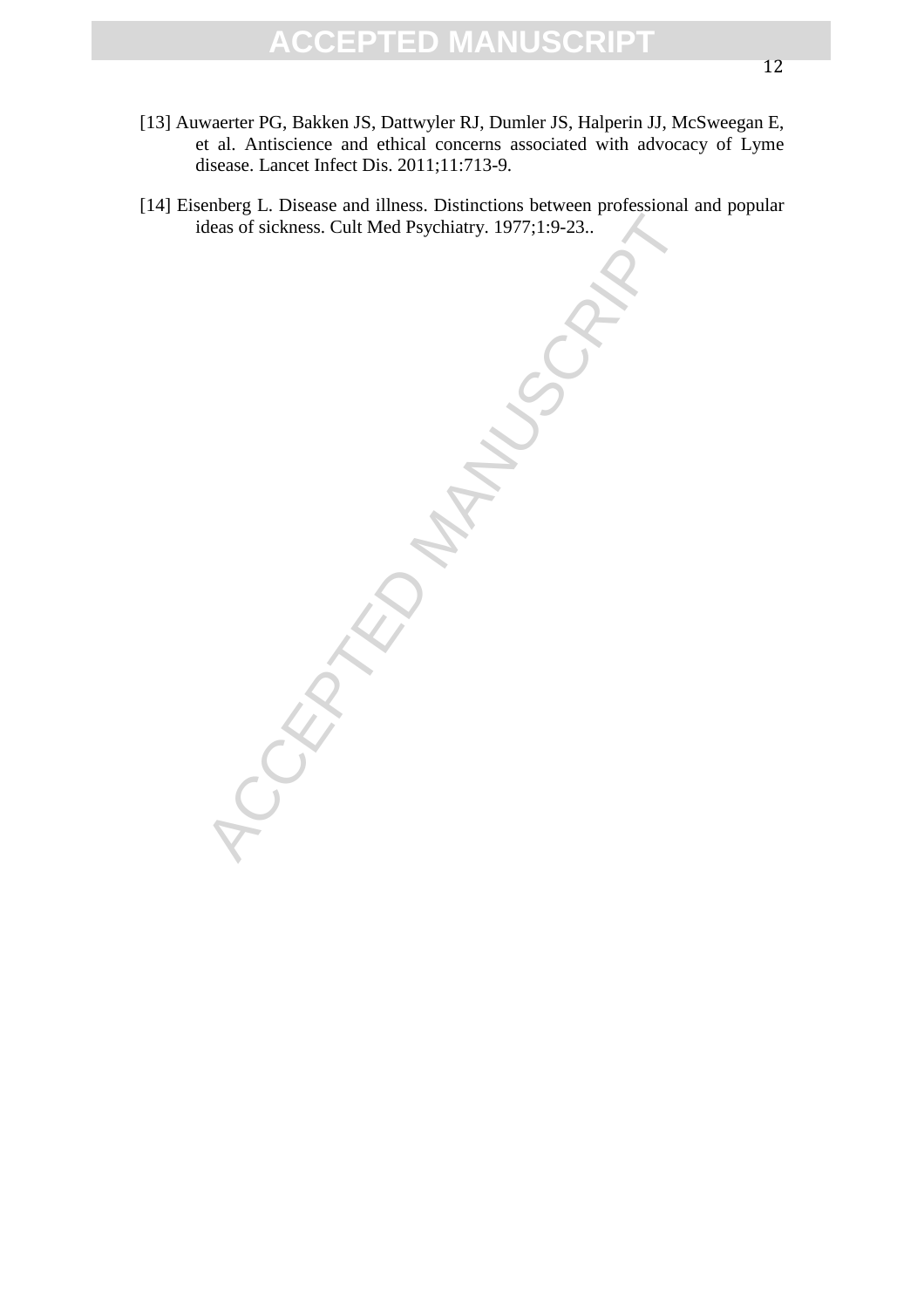[13] Auwaerter PG, Bakken JS, Dattwyler RJ, Dumler JS, Halperin JJ, McSweegan E, et al. Antiscience and ethical concerns associated with advocacy of Lyme disease. Lancet Infect Dis. 2011;11:713-9.

[14] Eisenberg L. Disease and illness. Distinctions between professional and popular ideas of sickness. Cult Med Psychiatry. 1977;1:9-23..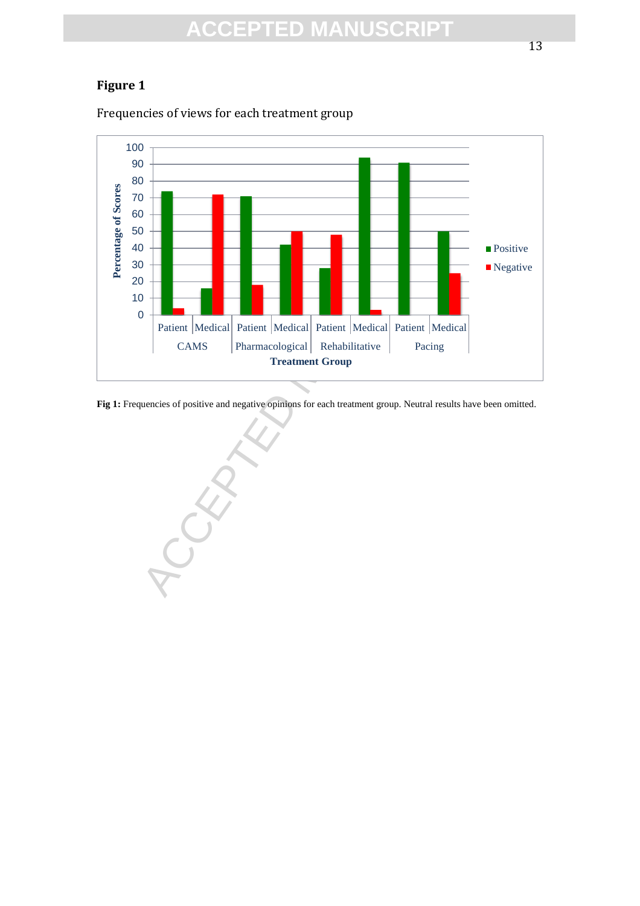**Figure 1**

Frequencies of views for each treatment group

**Fig 1:** Frequencies of positive and negative opinions for each treatment group. Neutral results have been omitted.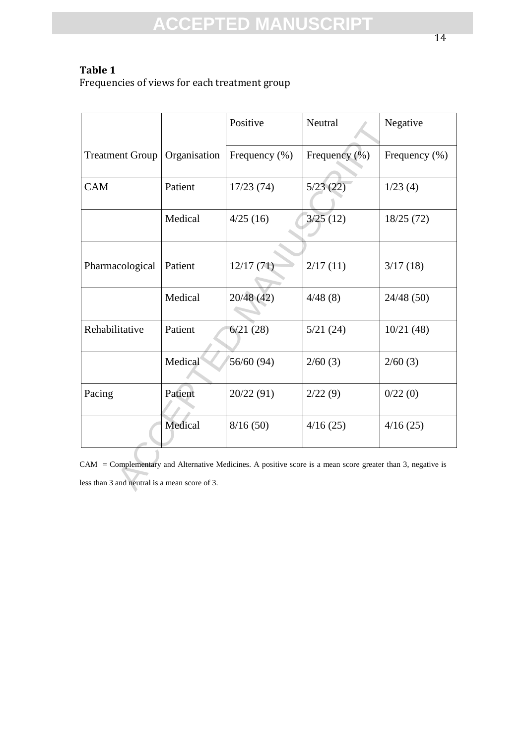**Table 1**
Frequencies of views for each treatment group

| | | Positive | Neutral | Negative |
|---|---|---|---|---|
| Treatment Group | Organisation | Frequency (%) | Frequency (%) | Frequency (%) |
| CAM | Patient | 17/23 (74) | 5/23 (22) | 1/23 (4) |
| | Medical | 4/25 (16) | 3/25 (12) | 18/25 (72) |
| Pharmacological | Patient | 12/17 (71) | 2/17 (11) | 3/17 (18) |
| | Medical | 20/48 (42) | 4/48 (8) | 24/48 (50) |
| Rehabilitative | Patient | 6/21 (28) | 5/21 (24) | 10/21 (48) |
| | Medical | 56/60 (94) | 2/60 (3) | 2/60 (3) |
| Pacing | Patient | 20/22 (91) | 2/22 (9) | 0/22 (0) |
| | Medical | 8/16 (50) | 4/16 (25) | 4/16 (25) |

CAM = Complementary and Alternative Medicines. A positive score is a mean score greater than 3, negative is less than 3 and neutral is a mean score of 3.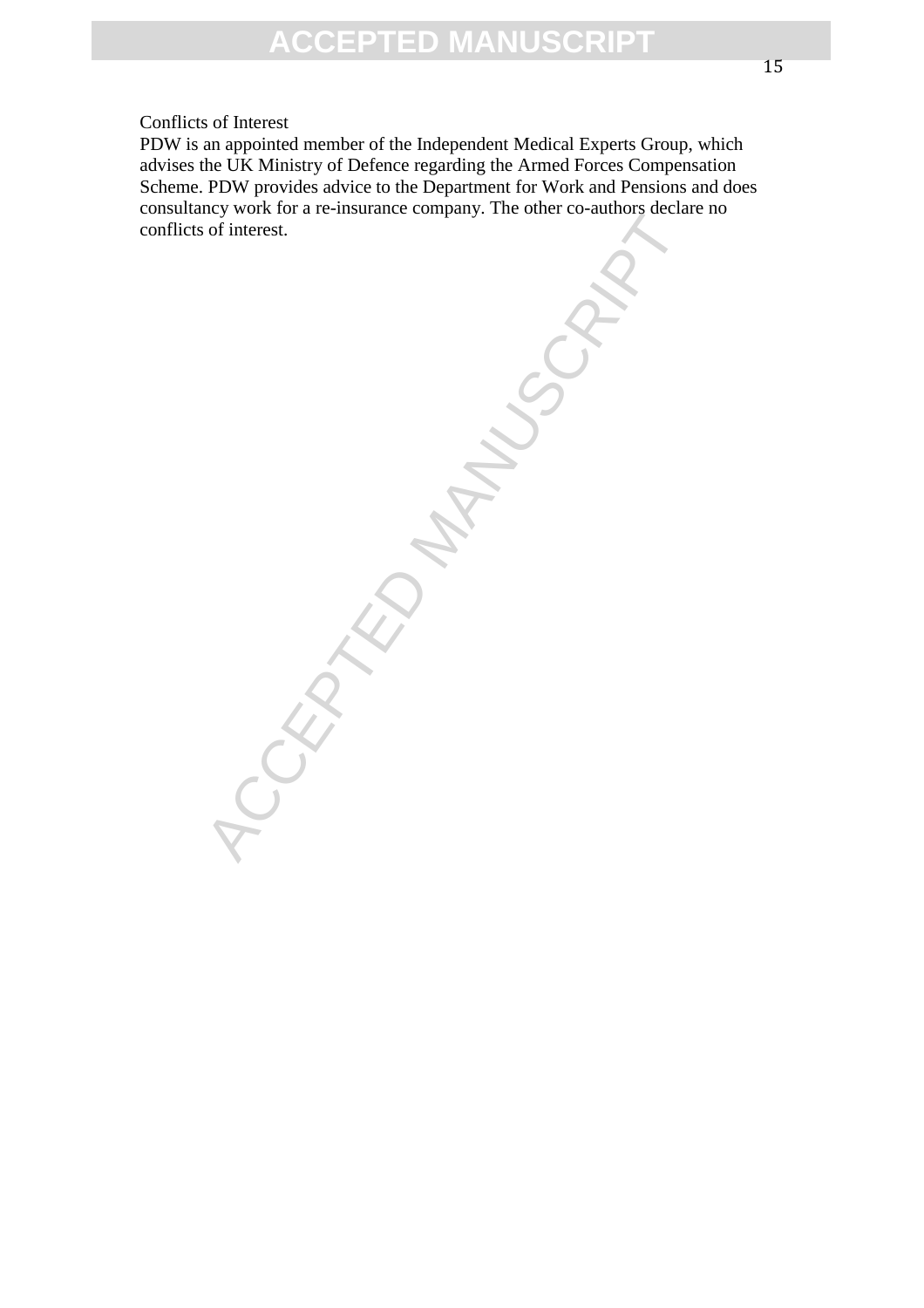Conflicts of Interest

PDW is an appointed member of the Independent Medical Experts Group, which advises the UK Ministry of Defence regarding the Armed Forces Compensation Scheme. PDW provides advice to the Department for Work and Pensions and does consultancy work for a re-insurance company. The other co-authors declare no conflicts of interest.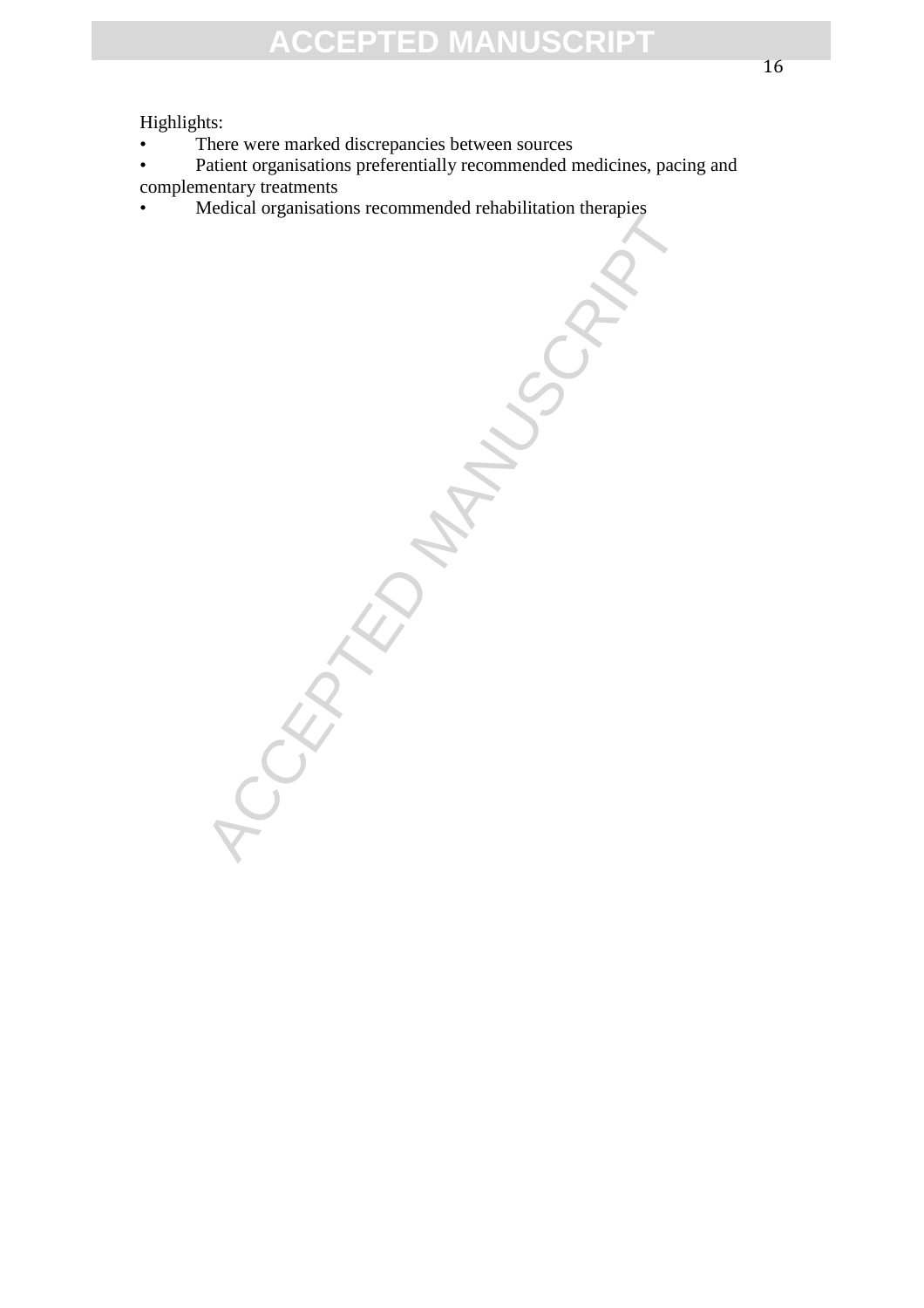Highlights:

- There were marked discrepancies between sources
- Patient organisations preferentially recommended medicines, pacing and complementary treatments
- Medical organisations recommended rehabilitation therapies